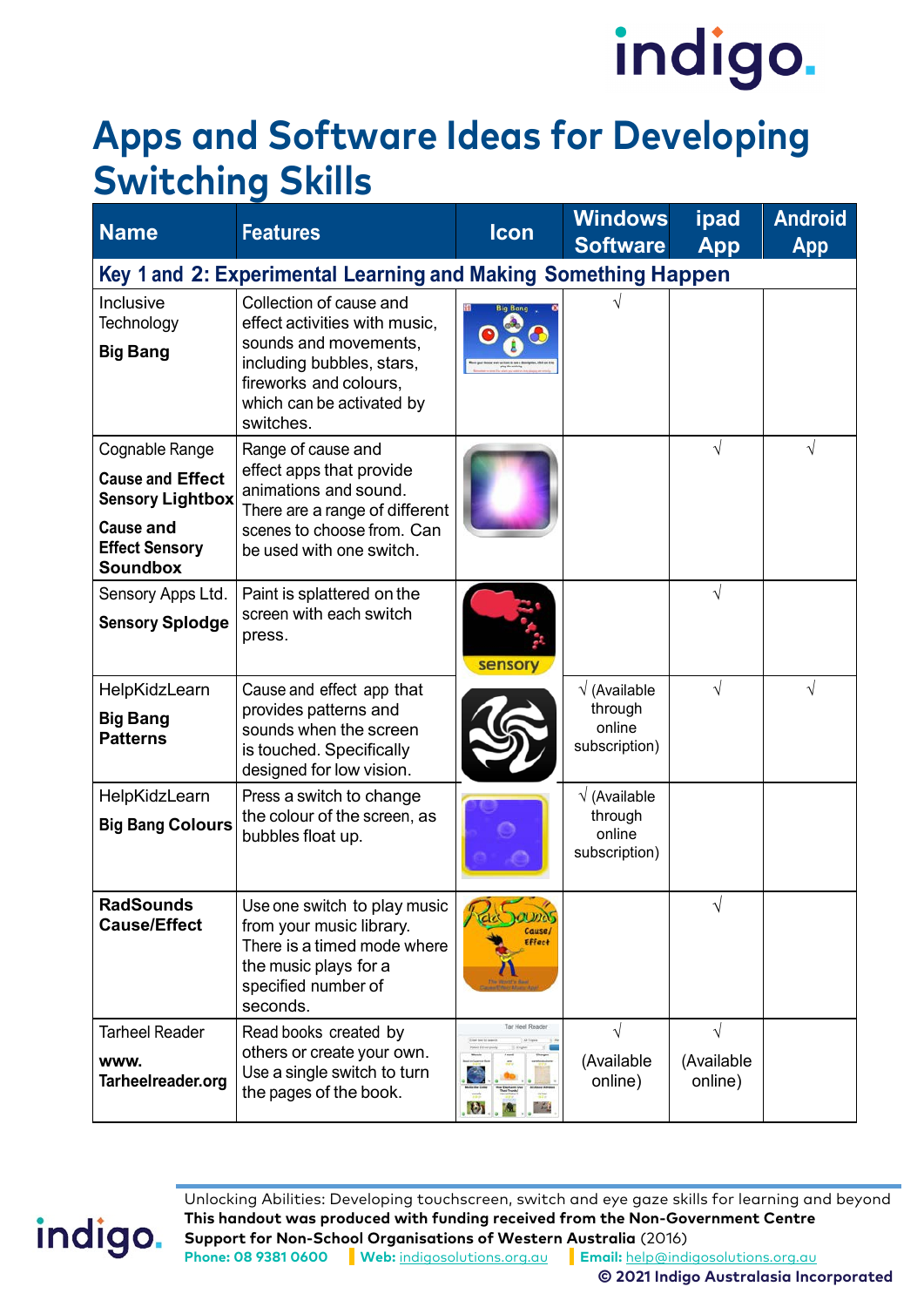# Apps and Software Ideas for Developing Switching Skills

| Name | Features | Icon | Windows Software | ipad App | Android App |
|---|---|---|---|---|---|
| **Key 1 and 2: Experimental Learning and Making Something Happen** | | | | | |
| Inclusive Technology **Big Bang** | Collection of cause and effect activities with music, sounds and movements, including bubbles, stars, fireworks and colours, which can be activated by switches. | | √ | | |
| Cognable Range **Cause and Effect Sensory Lightbox** **Cause and Effect Sensory Soundbox** | Range of cause and effect apps that provide animations and sound. There are a range of different scenes to choose from. Can be used with one switch. | | | √ | √ |
| Sensory Apps Ltd. **Sensory Splodge** | Paint is splattered on the screen with each switch press. | | | √ | |
| HelpKidzLearn **Big Bang Patterns** | Cause and effect app that provides patterns and sounds when the screen is touched. Specifically designed for low vision. | | √ (Available through online subscription) | √ | √ |
| HelpKidzLearn **Big Bang Colours** | Press a switch to change the colour of the screen, as bubbles float up. | | √ (Available through online subscription) | | |
| **RadSounds Cause/Effect** | Use one switch to play music from your music library. There is a timed mode where the music plays for a specified number of seconds. | | | √ | |
| Tarheel Reader **www. Tarheelreader.org** | Read books created by others or create your own. Use a single switch to turn the pages of the book. | | √ (Available online) | √ (Available online) | |

Unlocking Abilities: Developing touchscreen, switch and eye gaze skills for learning and beyond
**This handout was produced with funding received from the Non-Government Centre Support for Non-School Organisations of Western Australia** (2016)
**Phone: 08 9381 0600** | **Web:** indigosolutions.org.au | **Email:** help@indigosolutions.org.au
**© 2021 Indigo Australasia Incorporated**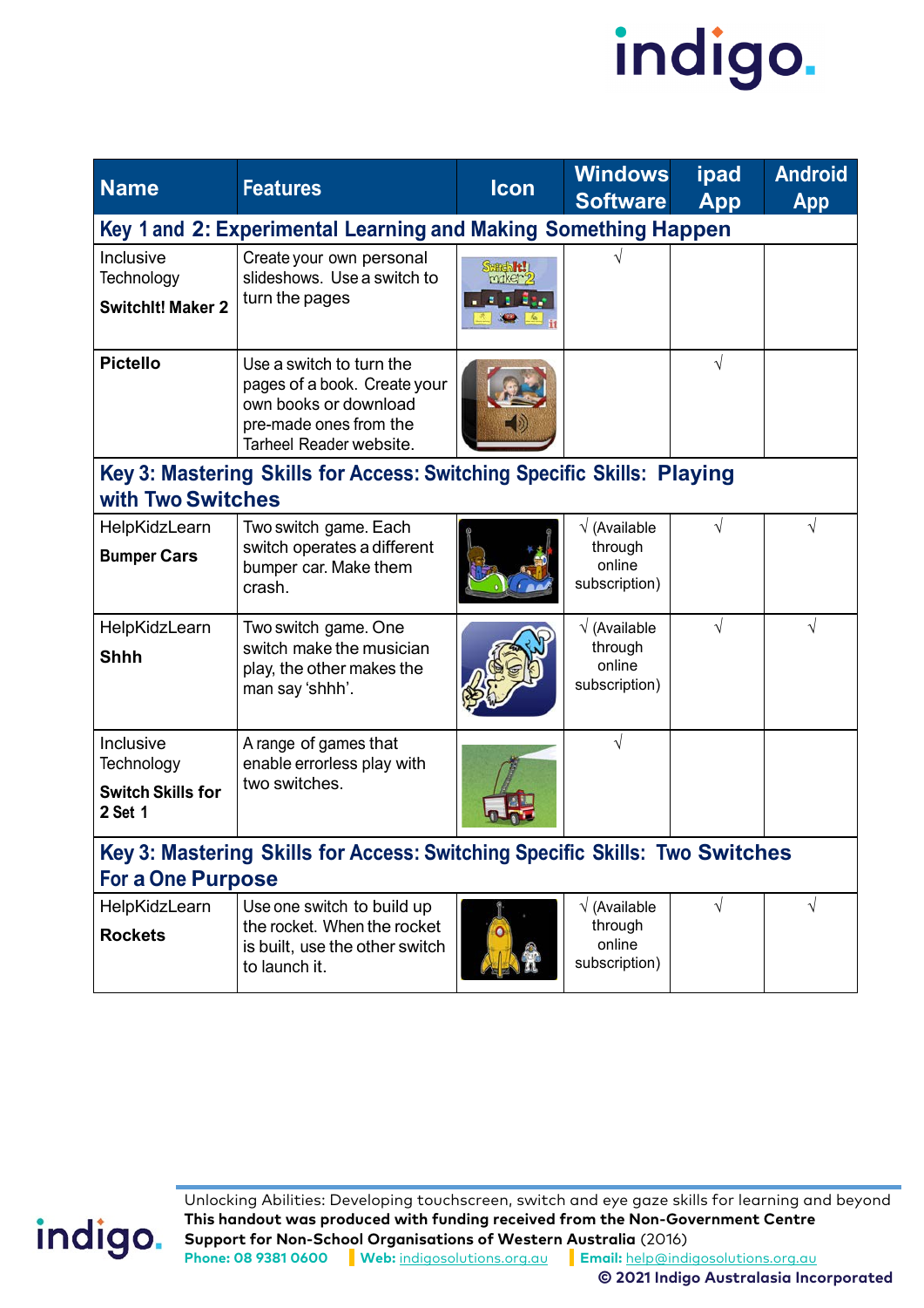| Name | Features | Icon | Windows Software | ipad App | Android App |
|---|---|---|---|---|---|
| **Key 1 and 2: Experimental Learning and Making Something Happen** | | | | | |
| Inclusive Technology **SwitchIt! Maker 2** | Create your own personal slideshows. Use a switch to turn the pages | | √ | | |
| **Pictello** | Use a switch to turn the pages of a book. Create your own books or download pre-made ones from the Tarheel Reader website. | | | √ | |
| **Key 3: Mastering Skills for Access: Switching Specific Skills: Playing with Two Switches** | | | | | |
| HelpKidzLearn **Bumper Cars** | Two switch game. Each switch operates a different bumper car. Make them crash. | | √ (Available through online subscription) | √ | √ |
| HelpKidzLearn **Shhh** | Two switch game. One switch make the musician play, the other makes the man say 'shhh'. | | √ (Available through online subscription) | √ | √ |
| Inclusive Technology **Switch Skills for 2 Set 1** | A range of games that enable errorless play with two switches. | | √ | | |
| **Key 3: Mastering Skills for Access: Switching Specific Skills: Two Switches For a One Purpose** | | | | | |
| HelpKidzLearn **Rockets** | Use one switch to build up the rocket. When the rocket is built, use the other switch to launch it. | | √ (Available through online subscription) | √ | √ |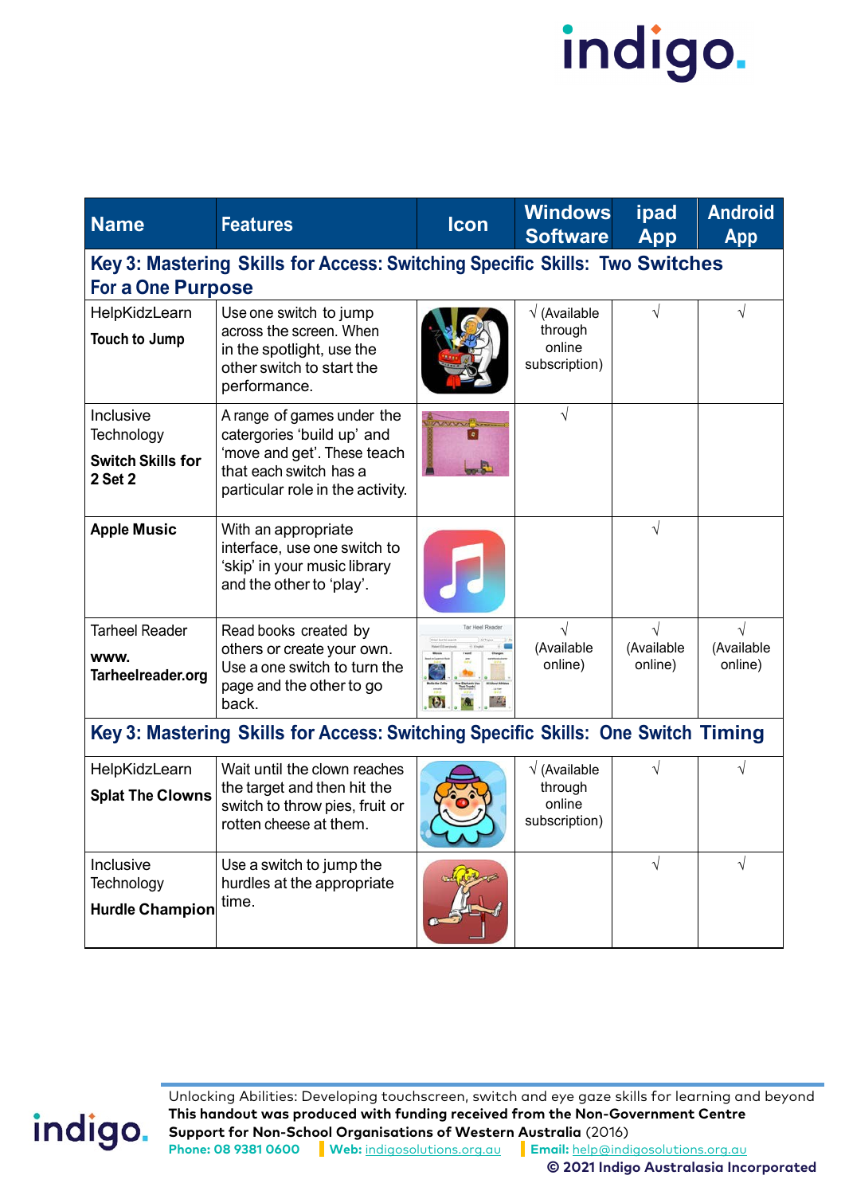| Name | Features | Icon | Windows Software | ipad App | Android App |
|---|---|---|---|---|---|
| **Key 3: Mastering Skills for Access: Switching Specific Skills: Two Switches For a One Purpose** | | | | | |
| HelpKidzLearn **Touch to Jump** | Use one switch to jump across the screen. When in the spotlight, use the other switch to start the performance. | | √ (Available through online subscription) | √ | √ |
| Inclusive Technology **Switch Skills for 2 Set 2** | A range of games under the catergories 'build up' and 'move and get'. These teach that each switch has a particular role in the activity. | | √ | | |
| **Apple Music** | With an appropriate interface, use one switch to 'skip' in your music library and the other to 'play'. | | | √ | |
| Tarheel Reader **www. Tarheelreader.org** | Read books created by others or create your own. Use a one switch to turn the page and the other to go back. | | √ (Available online) | √ (Available online) | √ (Available online) |
| **Key 3: Mastering Skills for Access: Switching Specific Skills: One Switch Timing** | | | | | |
| HelpKidzLearn **Splat The Clowns** | Wait until the clown reaches the target and then hit the switch to throw pies, fruit or rotten cheese at them. | | √ (Available through online subscription) | √ | √ |
| Inclusive Technology **Hurdle Champion** | Use a switch to jump the hurdles at the appropriate time. | | | √ | √ |

Unlocking Abilities: Developing touchscreen, switch and eye gaze skills for learning and beyond
**This handout was produced with funding received from the Non-Government Centre Support for Non-School Organisations of Western Australia** (2016)
**Phone: 08 9381 0600** | **Web:** indigosolutions.org.au | **Email:** help@indigosolutions.org.au
**© 2021 Indigo Australasia Incorporated**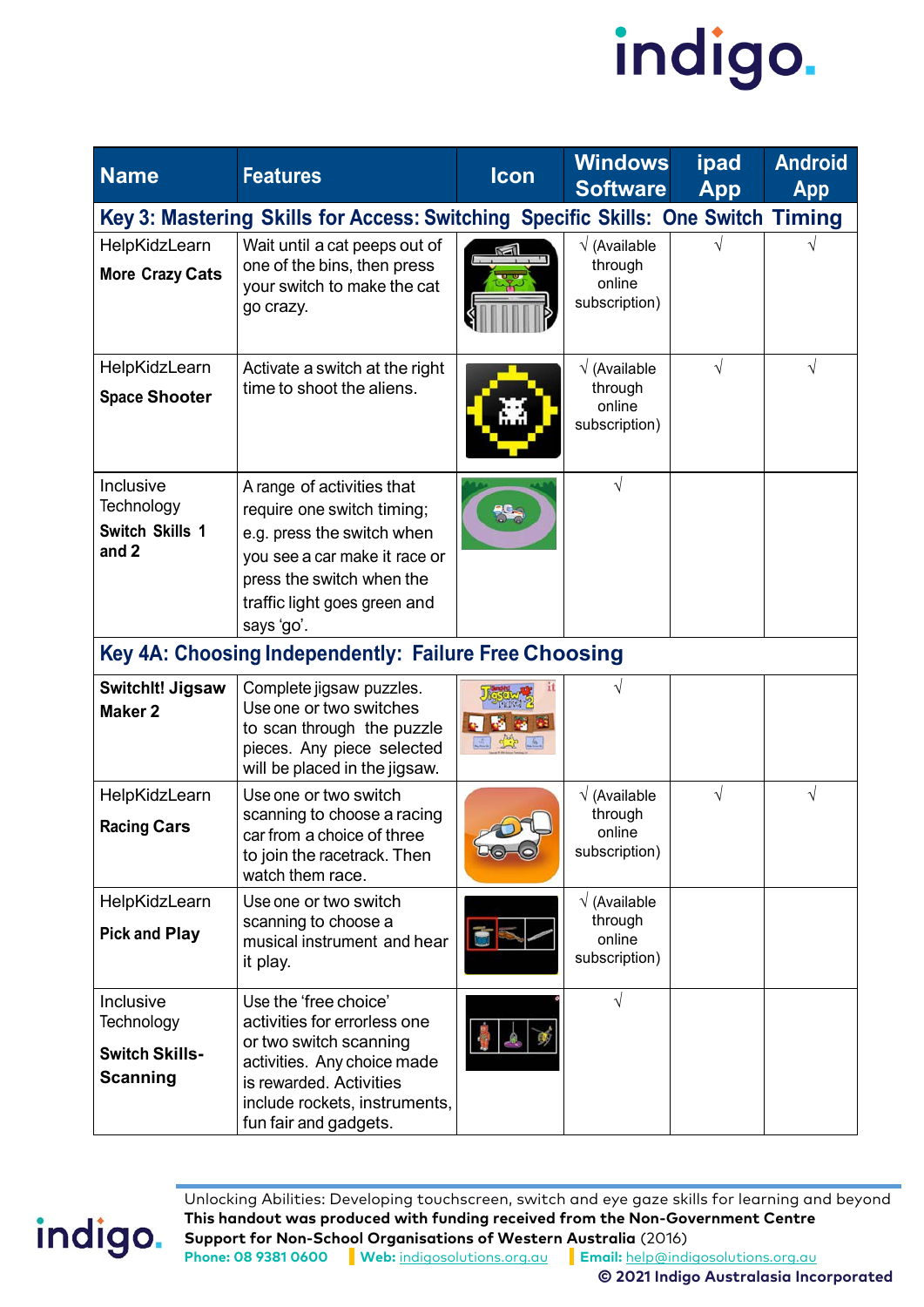| Name | Features | Icon | Windows Software | ipad App | Android App |
|---|---|---|---|---|---|
| **Key 3: Mastering Skills for Access: Switching Specific Skills: One Switch Timing** | | | | | |
| HelpKidzLearn **More Crazy Cats** | Wait until a cat peeps out of one of the bins, then press your switch to make the cat go crazy. | | √ (Available through online subscription) | √ | √ |
| HelpKidzLearn **Space Shooter** | Activate a switch at the right time to shoot the aliens. | | √ (Available through online subscription) | √ | √ |
| Inclusive Technology **Switch Skills 1 and 2** | A range of activities that require one switch timing; e.g. press the switch when you see a car make it race or press the switch when the traffic light goes green and says 'go'. | | √ | | |
| **Key 4A: Choosing Independently: Failure Free Choosing** | | | | | |
| **SwitchIt! Jigsaw Maker 2** | Complete jigsaw puzzles. Use one or two switches to scan through the puzzle pieces. Any piece selected will be placed in the jigsaw. | | √ | | |
| HelpKidzLearn **Racing Cars** | Use one or two switch scanning to choose a racing car from a choice of three to join the racetrack. Then watch them race. | | √ (Available through online subscription) | √ | √ |
| HelpKidzLearn **Pick and Play** | Use one or two switch scanning to choose a musical instrument and hear it play. | | √ (Available through online subscription) | | |
| Inclusive Technology **Switch Skills-Scanning** | Use the 'free choice' activities for errorless one or two switch scanning activities. Any choice made is rewarded. Activities include rockets, instruments, fun fair and gadgets. | | √ | | |

Unlocking Abilities: Developing touchscreen, switch and eye gaze skills for learning and beyond
**This handout was produced with funding received from the Non-Government Centre Support for Non-School Organisations of Western Australia** (2016)
**Phone:** 08 9381 0600 | **Web:** indigosolutions.org.au | **Email:** help@indigosolutions.org.au
**© 2021 Indigo Australasia Incorporated**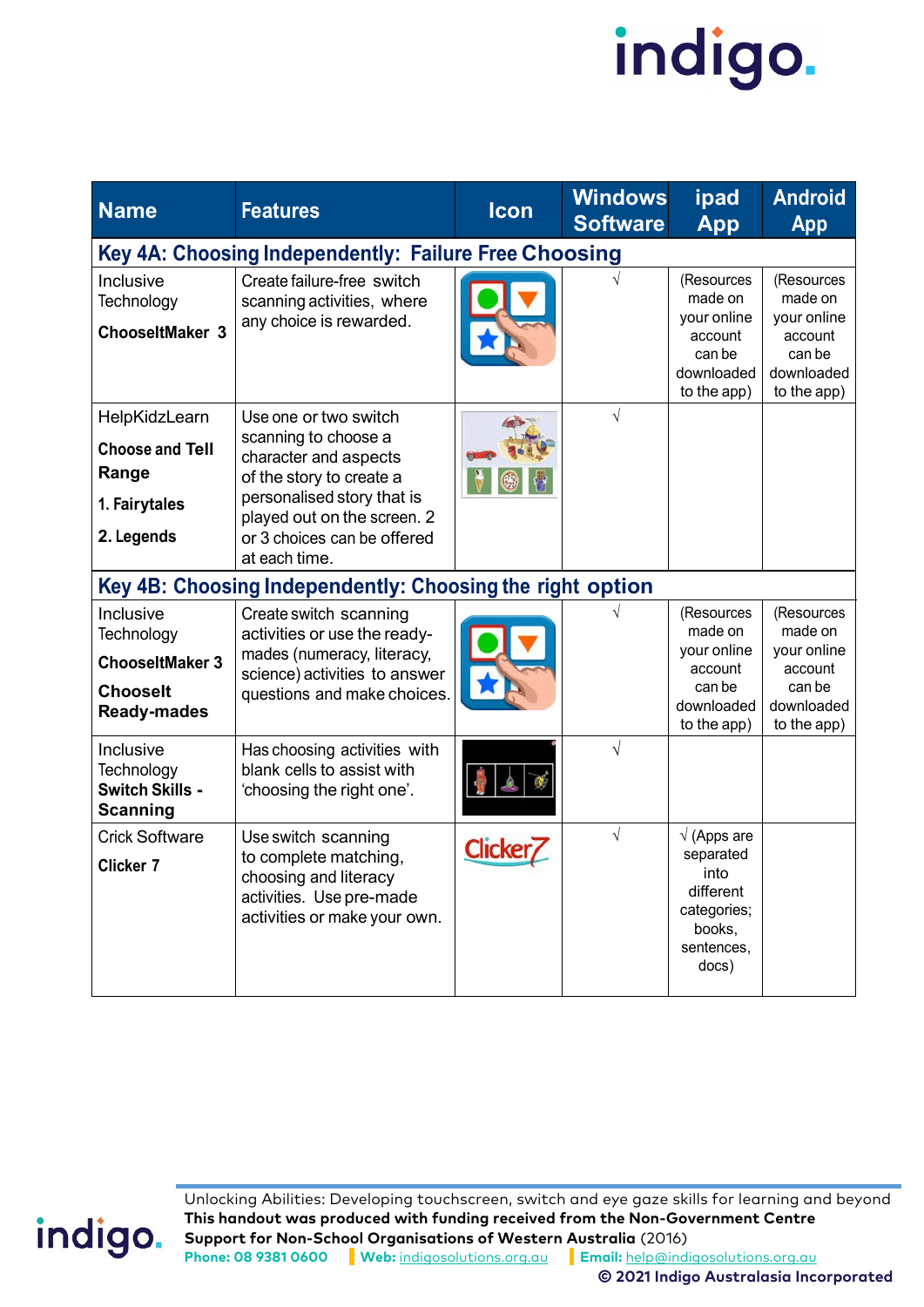| Name | Features | Icon | Windows Software | ipad App | Android App |
|---|---|---|---|---|---|
| **Key 4A: Choosing Independently: Failure Free Choosing** | | | | | |
| Inclusive Technology **ChooseItMaker 3** | Create failure-free switch scanning activities, where any choice is rewarded. | | √ | (Resources made on your online account can be downloaded to the app) | (Resources made on your online account can be downloaded to the app) |
| HelpKidzLearn **Choose and Tell Range** **1. Fairytales** **2. Legends** | Use one or two switch scanning to choose a character and aspects of the story to create a personalised story that is played out on the screen. 2 or 3 choices can be offered at each time. | | √ | | |
| **Key 4B: Choosing Independently: Choosing the right option** | | | | | |
| Inclusive Technology **ChooseItMaker 3** **ChooseIt Ready-mades** | Create switch scanning activities or use the ready-mades (numeracy, literacy, science) activities to answer questions and make choices. | | √ | (Resources made on your online account can be downloaded to the app) | (Resources made on your online account can be downloaded to the app) |
| Inclusive Technology **Switch Skills - Scanning** | Has choosing activities with blank cells to assist with 'choosing the right one'. | | √ | | |
| Crick Software **Clicker 7** | Use switch scanning to complete matching, choosing and literacy activities. Use pre-made activities or make your own. | | √ | √ (Apps are separated into different categories; books, sentences, docs) | |

Unlocking Abilities: Developing touchscreen, switch and eye gaze skills for learning and beyond
**This handout was produced with funding received from the Non-Government Centre Support for Non-School Organisations of Western Australia** (2016)
**Phone:** 08 9381 0600 | **Web:** indigosolutions.org.au | **Email:** help@indigosolutions.org.au
**© 2021 Indigo Australasia Incorporated**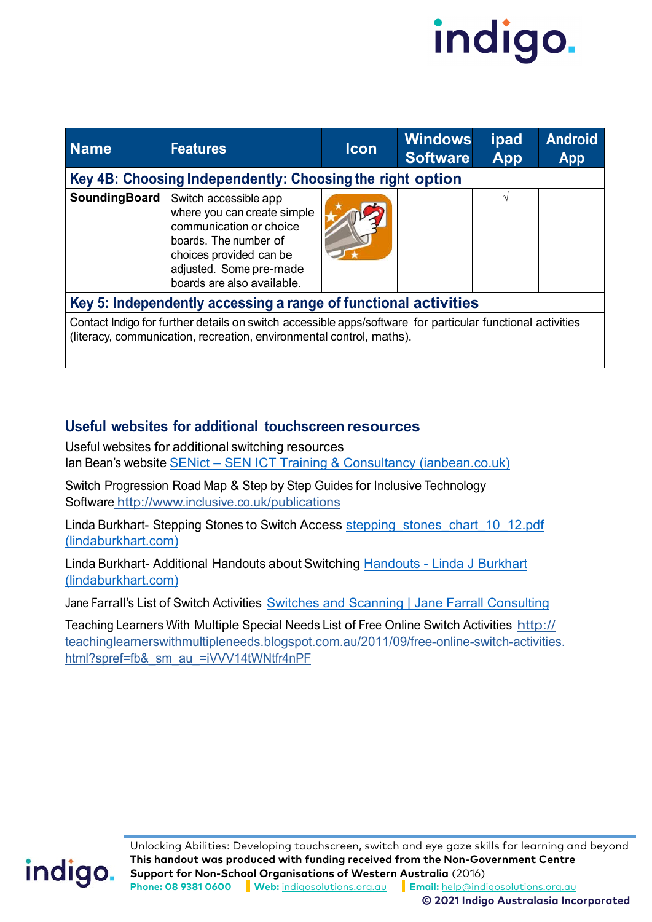| Name | Features | Icon | Windows Software | ipad App | Android App |
|---|---|---|---|---|---|
| **Key 4B: Choosing Independently: Choosing the right option** | | | | | |
| **SoundingBoard** | Switch accessible app where you can create simple communication or choice boards. The number of choices provided can be adjusted. Some pre-made boards are also available. | | | √ | |
| **Key 5: Independently accessing a range of functional activities** | | | | | |
| Contact Indigo for further details on switch accessible apps/software for particular functional activities (literacy, communication, recreation, environmental control, maths). | | | | | |

## Useful websites for additional touchscreen resources

Useful websites for additional switching resources
Ian Bean's website [SENict – SEN ICT Training & Consultancy (ianbean.co.uk)]

Switch Progression Road Map & Step by Step Guides for Inclusive Technology Software http://www.inclusive.co.uk/publications

Linda Burkhart- Stepping Stones to Switch Access [stepping_stones_chart_10_12.pdf (lindaburkhart.com)]

Linda Burkhart- Additional Handouts about Switching [Handouts - Linda J Burkhart (lindaburkhart.com)]

Jane Farrall's List of Switch Activities [Switches and Scanning | Jane Farrall Consulting]

Teaching Learners With Multiple Special Needs List of Free Online Switch Activities http://teachinglearnerswithmultipleneeds.blogspot.com.au/2011/09/free-online-switch-activities.html?spref=fb&_sm_au_=iVVV14tWNtfr4nPF

Unlocking Abilities: Developing touchscreen, switch and eye gaze skills for learning and beyond
**This handout was produced with funding received from the Non-Government Centre Support for Non-School Organisations of Western Australia** (2016)
**Phone:** 08 9381 0600 | **Web:** indigosolutions.org.au | **Email:** help@indigosolutions.org.au
**© 2021 Indigo Australasia Incorporated**